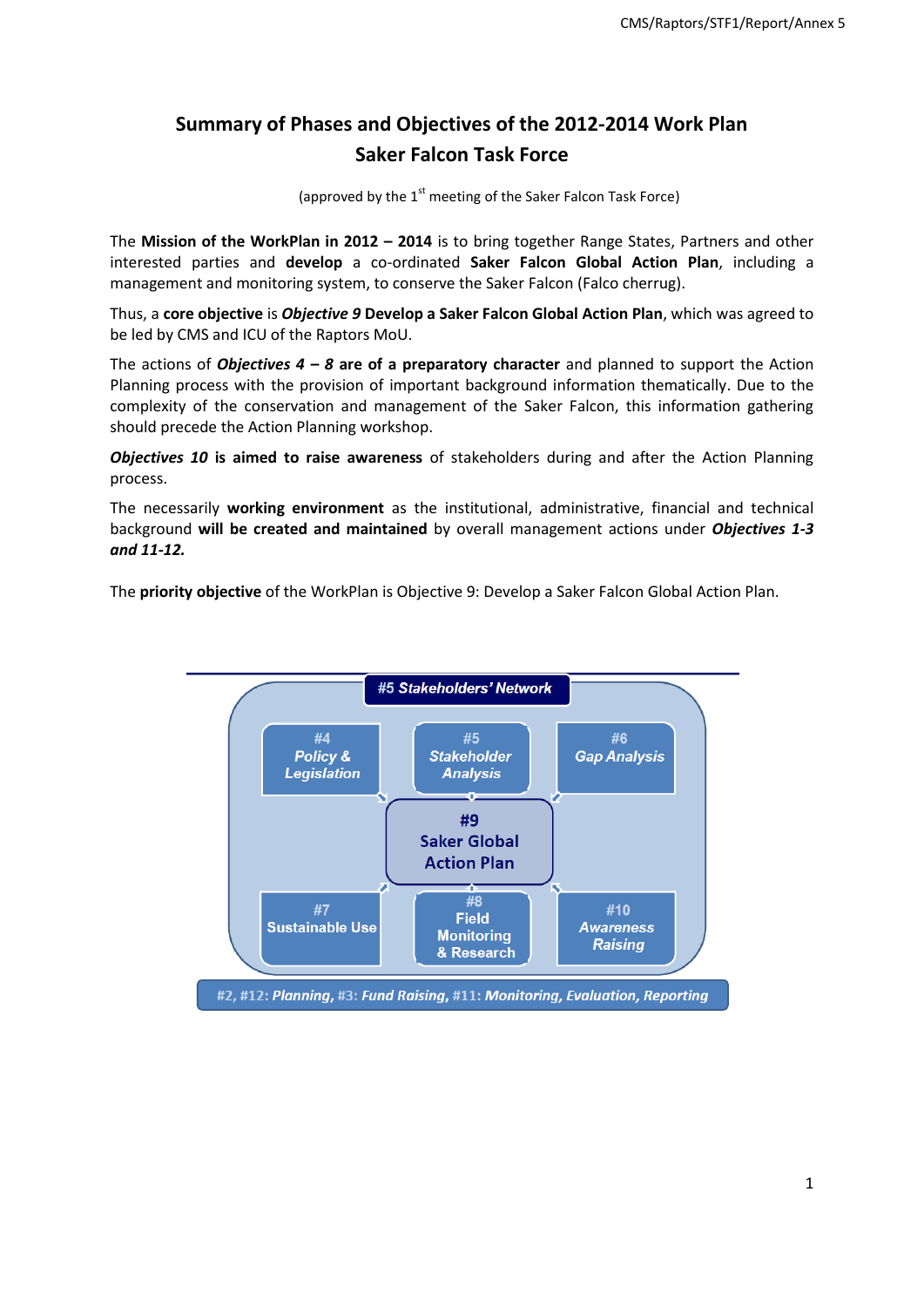# Summary of Phases and Objectives of the 2012-2014 Work Plan
# Saker Falcon Task Force

(approved by the 1st meeting of the Saker Falcon Task Force)

The **Mission of the WorkPlan in 2012 – 2014** is to bring together Range States, Partners and other interested parties and **develop** a co-ordinated **Saker Falcon Global Action Plan**, including a management and monitoring system, to conserve the Saker Falcon (Falco cherrug).

Thus, a **core objective** is ***Objective 9*** **Develop a Saker Falcon Global Action Plan**, which was agreed to be led by CMS and ICU of the Raptors MoU.

The actions of ***Objectives 4 – 8*** **are of a preparatory character** and planned to support the Action Planning process with the provision of important background information thematically. Due to the complexity of the conservation and management of the Saker Falcon, this information gathering should precede the Action Planning workshop.

***Objectives 10*** **is aimed to raise awareness** of stakeholders during and after the Action Planning process.

The necessarily **working environment** as the institutional, administrative, financial and technical background **will be created and maintained** by overall management actions under ***Objectives 1-3 and 11-12.***

The **priority objective** of the WorkPlan is Objective 9: Develop a Saker Falcon Global Action Plan.

#5 Stakeholders' Network

- #4 Policy & Legislation
- #5 Stakeholder Analysis
- #6 Gap Analysis
- #9 Saker Global Action Plan
- #7 Sustainable Use
- #8 Field Monitoring & Research
- #10 Awareness Raising

#2, #12: Planning, #3: Fund Raising, #11: Monitoring, Evaluation, Reporting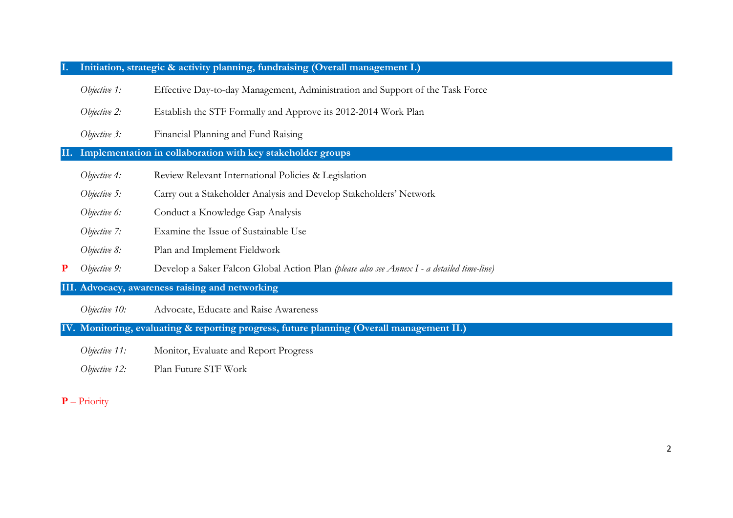## I. Initiation, strategic & activity planning, fundraising (Overall management I.)

*Objective 1:* Effective Day-to-day Management, Administration and Support of the Task Force

*Objective 2:* Establish the STF Formally and Approve its 2012-2014 Work Plan

*Objective 3:* Financial Planning and Fund Raising

## II. Implementation in collaboration with key stakeholder groups

*Objective 4:* Review Relevant International Policies & Legislation

*Objective 5:* Carry out a Stakeholder Analysis and Develop Stakeholders' Network

*Objective 6:* Conduct a Knowledge Gap Analysis

*Objective 7:* Examine the Issue of Sustainable Use

*Objective 8:* Plan and Implement Fieldwork

**P** *Objective 9:* Develop a Saker Falcon Global Action Plan *(please also see Annex I - a detailed time-line)*

## III. Advocacy, awareness raising and networking

*Objective 10:* Advocate, Educate and Raise Awareness

## IV. Monitoring, evaluating & reporting progress, future planning (Overall management II.)

*Objective 11:* Monitor, Evaluate and Report Progress

*Objective 12:* Plan Future STF Work

**P** – Priority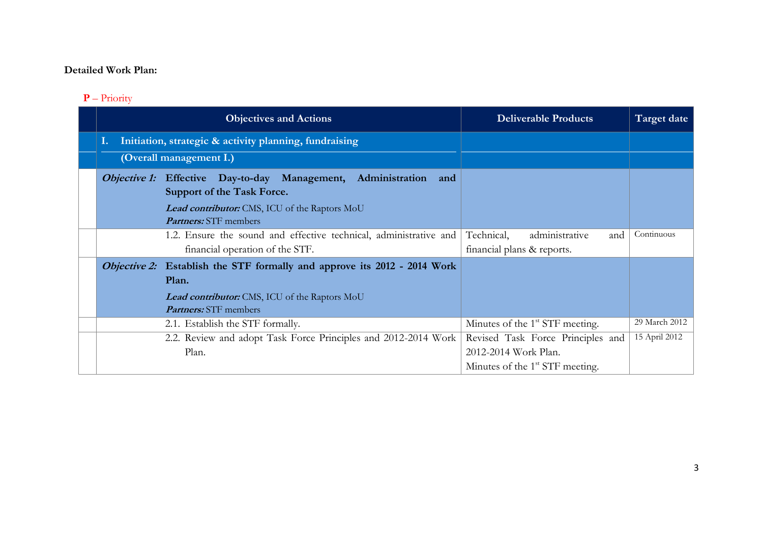**Detailed Work Plan:**

**P** – Priority

| | Objectives and Actions | Deliverable Products | Target date |
|---|---|---|---|
| | **I. Initiation, strategic & activity planning, fundraising (Overall management I.)** | | |
| | ***Objective 1:*** **Effective Day-to-day Management, Administration and Support of the Task Force.** ***Lead contributor:*** CMS, ICU of the Raptors MoU ***Partners:*** STF members | | |
| | 1.2. Ensure the sound and effective technical, administrative and financial operation of the STF. | Technical, administrative and financial plans & reports. | Continuous |
| | ***Objective 2:*** **Establish the STF formally and approve its 2012 - 2014 Work Plan.** ***Lead contributor:*** CMS, ICU of the Raptors MoU ***Partners:*** STF members | | |
| | 2.1. Establish the STF formally. | Minutes of the 1st STF meeting. | 29 March 2012 |
| | 2.2. Review and adopt Task Force Principles and 2012-2014 Work Plan. | Revised Task Force Principles and 2012-2014 Work Plan. Minutes of the 1st STF meeting. | 15 April 2012 |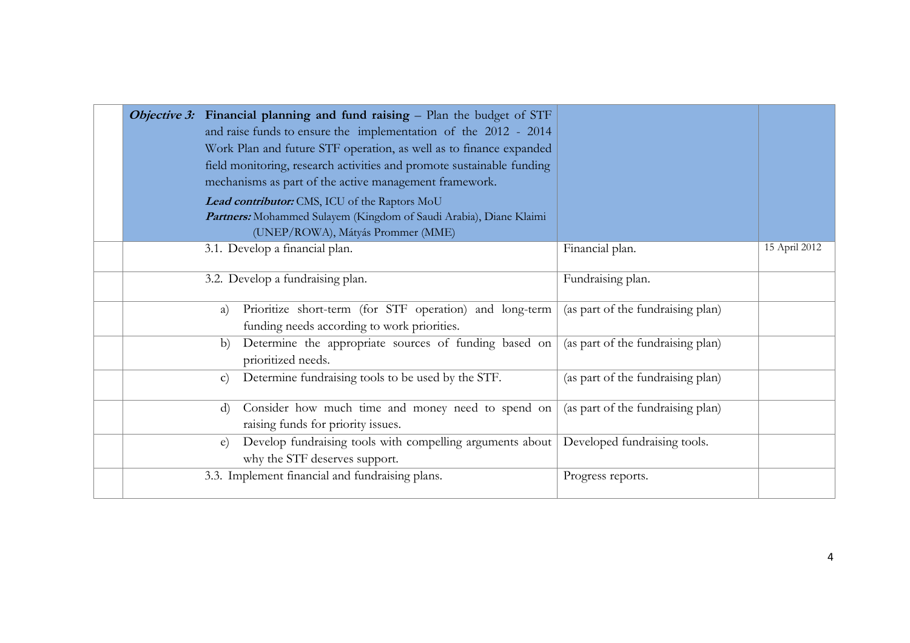| | | | |
|---|---|---|---|
| | ***Objective 3:*** **Financial planning and fund raising** – Plan the budget of STF and raise funds to ensure the implementation of the 2012 - 2014 Work Plan and future STF operation, as well as to finance expanded field monitoring, research activities and promote sustainable funding mechanisms as part of the active management framework.<br>***Lead contributor:*** CMS, ICU of the Raptors MoU<br>***Partners:*** Mohammed Sulayem (Kingdom of Saudi Arabia), Diane Klaimi (UNEP/ROWA), Mátyás Prommer (MME) | | |
| | 3.1. Develop a financial plan. | Financial plan. | 15 April 2012 |
| | 3.2. Develop a fundraising plan. | Fundraising plan. | |
| | a) Prioritize short-term (for STF operation) and long-term funding needs according to work priorities. | (as part of the fundraising plan) | |
| | b) Determine the appropriate sources of funding based on prioritized needs. | (as part of the fundraising plan) | |
| | c) Determine fundraising tools to be used by the STF. | (as part of the fundraising plan) | |
| | d) Consider how much time and money need to spend on raising funds for priority issues. | (as part of the fundraising plan) | |
| | e) Develop fundraising tools with compelling arguments about why the STF deserves support. | Developed fundraising tools. | |
| | 3.3. Implement financial and fundraising plans. | Progress reports. | |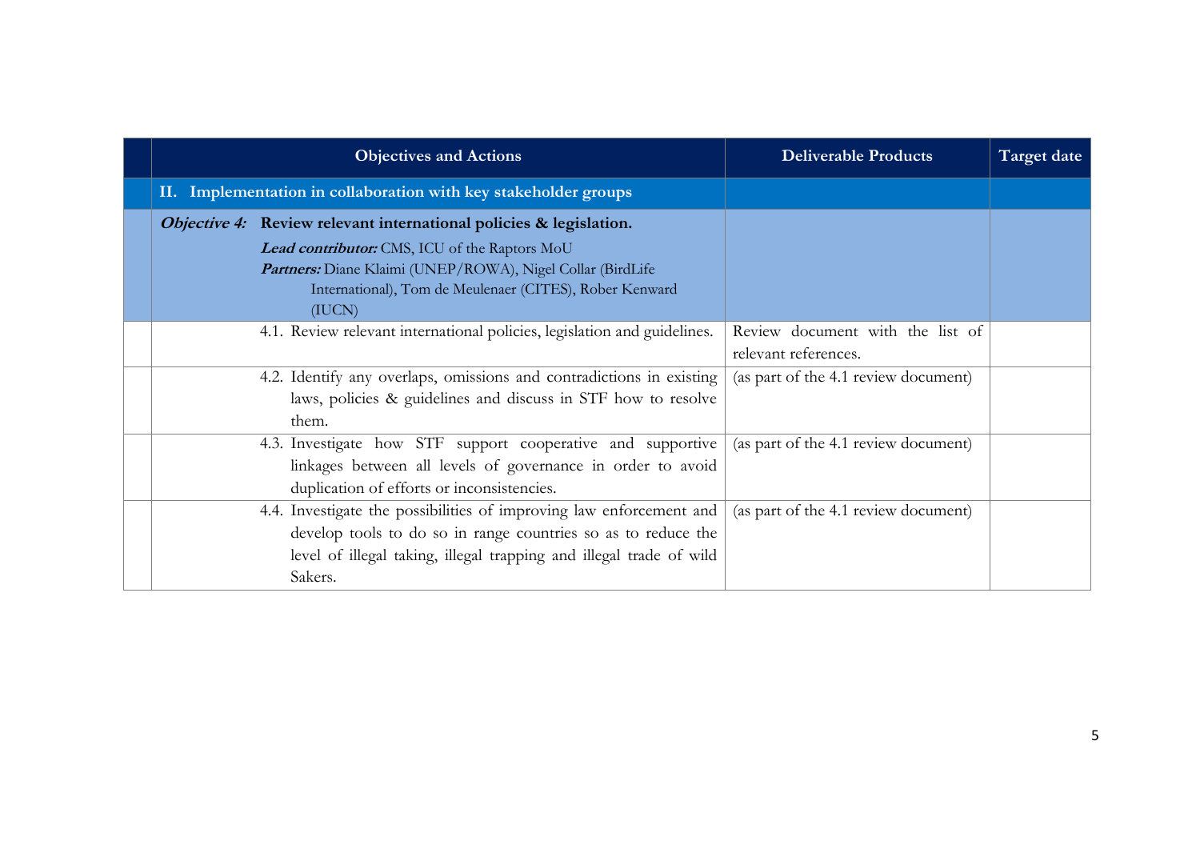| | Objectives and Actions | Deliverable Products | Target date |
|---|---|---|---|
| | **II. Implementation in collaboration with key stakeholder groups** | | |
| | ***Objective 4:*** **Review relevant international policies & legislation.**<br>***Lead contributor:*** CMS, ICU of the Raptors MoU<br>***Partners:*** Diane Klaimi (UNEP/ROWA), Nigel Collar (BirdLife International), Tom de Meulenaer (CITES), Rober Kenward (IUCN) | | |
| | 4.1. Review relevant international policies, legislation and guidelines. | Review document with the list of relevant references. | |
| | 4.2. Identify any overlaps, omissions and contradictions in existing laws, policies & guidelines and discuss in STF how to resolve them. | (as part of the 4.1 review document) | |
| | 4.3. Investigate how STF support cooperative and supportive linkages between all levels of governance in order to avoid duplication of efforts or inconsistencies. | (as part of the 4.1 review document) | |
| | 4.4. Investigate the possibilities of improving law enforcement and develop tools to do so in range countries so as to reduce the level of illegal taking, illegal trapping and illegal trade of wild Sakers. | (as part of the 4.1 review document) | |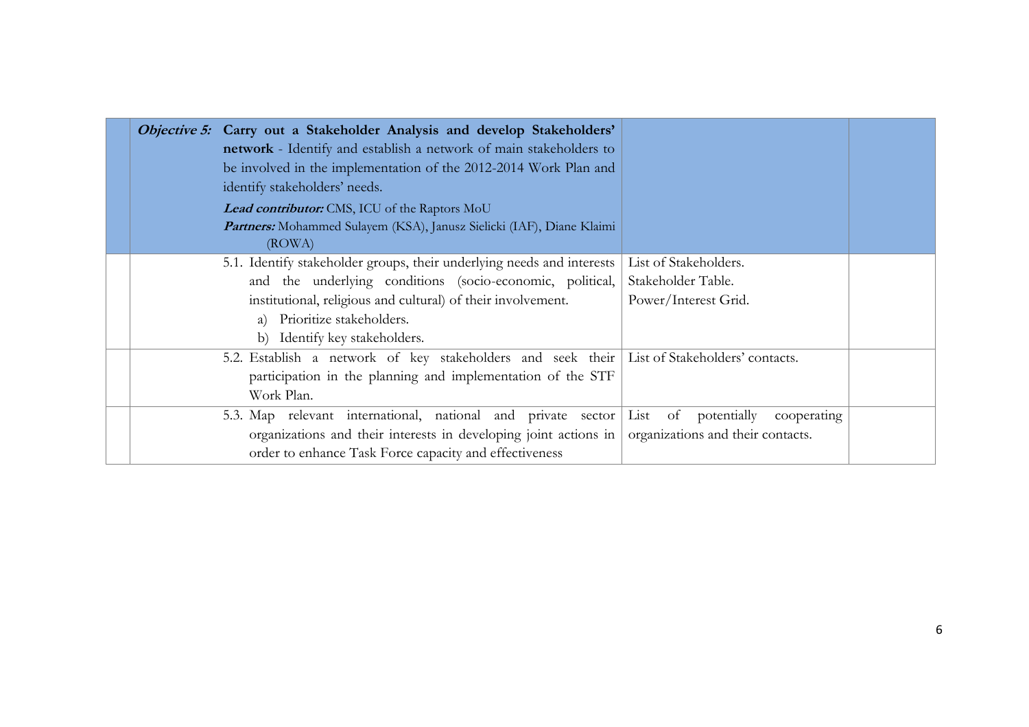| | | | |
|---|---|---|---|
| | ***Objective 5:*** **Carry out a Stakeholder Analysis and develop Stakeholders' network** - Identify and establish a network of main stakeholders to be involved in the implementation of the 2012-2014 Work Plan and identify stakeholders' needs.<br>***Lead contributor:*** CMS, ICU of the Raptors MoU<br>***Partners:*** Mohammed Sulayem (KSA), Janusz Sielicki (IAF), Diane Klaimi (ROWA) | | |
| | 5.1. Identify stakeholder groups, their underlying needs and interests and the underlying conditions (socio-economic, political, institutional, religious and cultural) of their involvement.<br>a) Prioritize stakeholders.<br>b) Identify key stakeholders. | List of Stakeholders.<br>Stakeholder Table.<br>Power/Interest Grid. | |
| | 5.2. Establish a network of key stakeholders and seek their participation in the planning and implementation of the STF Work Plan. | List of Stakeholders' contacts. | |
| | 5.3. Map relevant international, national and private sector organizations and their interests in developing joint actions in order to enhance Task Force capacity and effectiveness | List of potentially cooperating organizations and their contacts. | |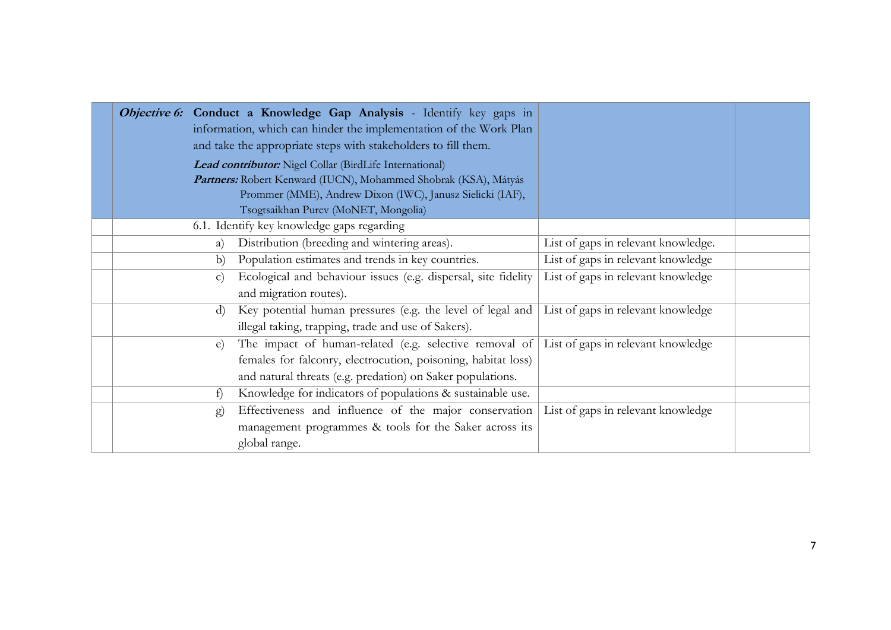| | | | |
|---|---|---|---|
| | ***Objective 6:*** **Conduct a Knowledge Gap Analysis** - Identify key gaps in information, which can hinder the implementation of the Work Plan and take the appropriate steps with stakeholders to fill them. <br> ***Lead contributor:*** Nigel Collar (BirdLife International) <br> ***Partners:*** Robert Kenward (IUCN), Mohammed Shobrak (KSA), Mátyás Prommer (MME), Andrew Dixon (IWC), Janusz Sielicki (IAF), Tsogtsaikhan Purev (MoNET, Mongolia) | | |
| | 6.1. Identify key knowledge gaps regarding | | |
| | a) Distribution (breeding and wintering areas). | List of gaps in relevant knowledge. | |
| | b) Population estimates and trends in key countries. | List of gaps in relevant knowledge | |
| | c) Ecological and behaviour issues (e.g. dispersal, site fidelity and migration routes). | List of gaps in relevant knowledge | |
| | d) Key potential human pressures (e.g. the level of legal and illegal taking, trapping, trade and use of Sakers). | List of gaps in relevant knowledge | |
| | e) The impact of human-related (e.g. selective removal of females for falconry, electrocution, poisoning, habitat loss) and natural threats (e.g. predation) on Saker populations. | List of gaps in relevant knowledge | |
| | f) Knowledge for indicators of populations & sustainable use. | | |
| | g) Effectiveness and influence of the major conservation management programmes & tools for the Saker across its global range. | List of gaps in relevant knowledge | |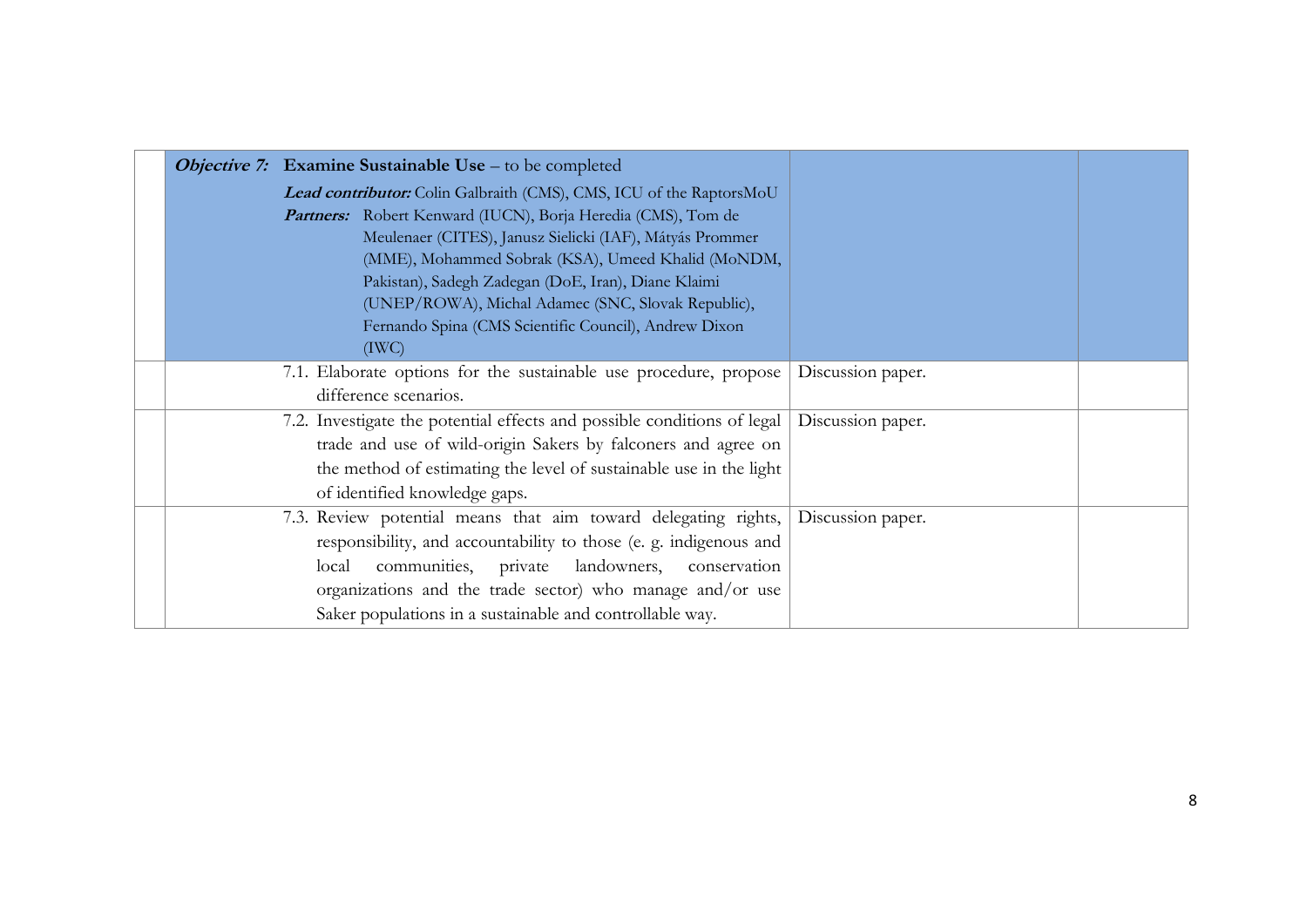| | | | |
|---|---|---|---|
| | ***Objective 7:*** **Examine Sustainable Use** – to be completed<br>***Lead contributor:*** Colin Galbraith (CMS), CMS, ICU of the RaptorsMoU<br>***Partners:*** Robert Kenward (IUCN), Borja Heredia (CMS), Tom de Meulenaer (CITES), Janusz Sielicki (IAF), Mátyás Prommer (MME), Mohammed Sobrak (KSA), Umeed Khalid (MoNDM, Pakistan), Sadegh Zadegan (DoE, Iran), Diane Klaimi (UNEP/ROWA), Michal Adamec (SNC, Slovak Republic), Fernando Spina (CMS Scientific Council), Andrew Dixon (IWC) | | |
| | 7.1. Elaborate options for the sustainable use procedure, propose difference scenarios. | Discussion paper. | |
| | 7.2. Investigate the potential effects and possible conditions of legal trade and use of wild-origin Sakers by falconers and agree on the method of estimating the level of sustainable use in the light of identified knowledge gaps. | Discussion paper. | |
| | 7.3. Review potential means that aim toward delegating rights, responsibility, and accountability to those (e. g. indigenous and local communities, private landowners, conservation organizations and the trade sector) who manage and/or use Saker populations in a sustainable and controllable way. | Discussion paper. | |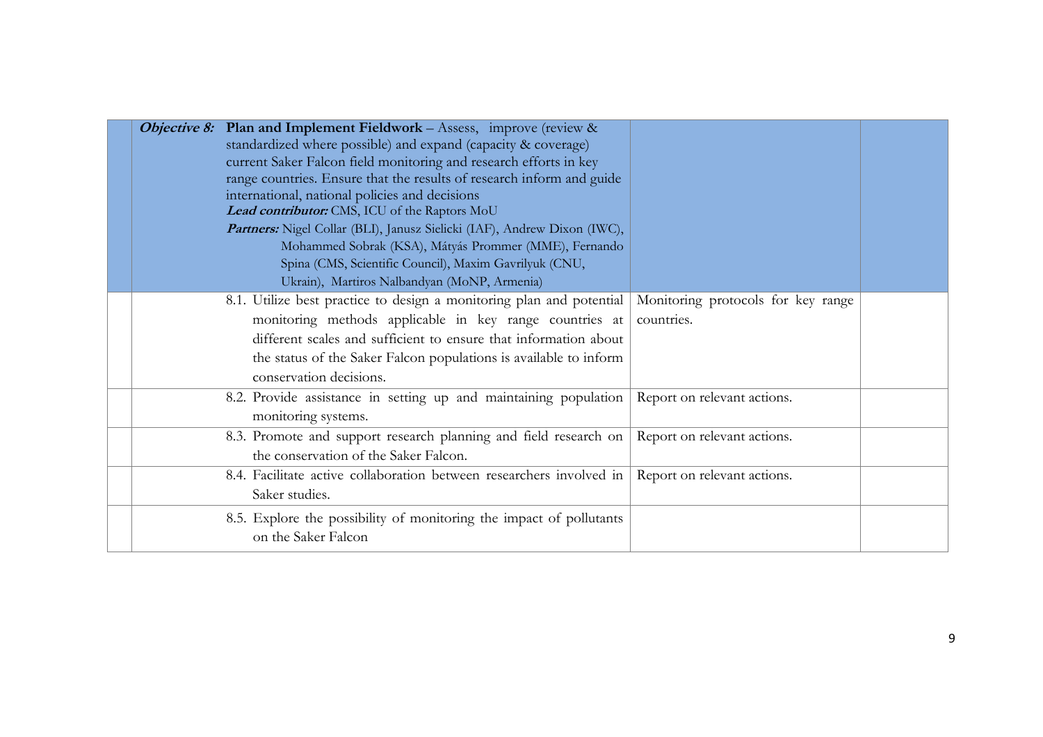| | | | |
|---|---|---|---|
| | ***Objective 8:*** **Plan and Implement Fieldwork** – Assess, improve (review & standardized where possible) and expand (capacity & coverage) current Saker Falcon field monitoring and research efforts in key range countries. Ensure that the results of research inform and guide international, national policies and decisions<br>***Lead contributor:*** CMS, ICU of the Raptors MoU<br>***Partners:*** Nigel Collar (BLI), Janusz Sielicki (IAF), Andrew Dixon (IWC), Mohammed Sobrak (KSA), Mátyás Prommer (MME), Fernando Spina (CMS, Scientific Council), Maxim Gavrilyuk (CNU, Ukrain), Martiros Nalbandyan (MoNP, Armenia) | | |
| | 8.1. Utilize best practice to design a monitoring plan and potential monitoring methods applicable in key range countries at different scales and sufficient to ensure that information about the status of the Saker Falcon populations is available to inform conservation decisions. | Monitoring protocols for key range countries. | |
| | 8.2. Provide assistance in setting up and maintaining population monitoring systems. | Report on relevant actions. | |
| | 8.3. Promote and support research planning and field research on the conservation of the Saker Falcon. | Report on relevant actions. | |
| | 8.4. Facilitate active collaboration between researchers involved in Saker studies. | Report on relevant actions. | |
| | 8.5. Explore the possibility of monitoring the impact of pollutants on the Saker Falcon | | |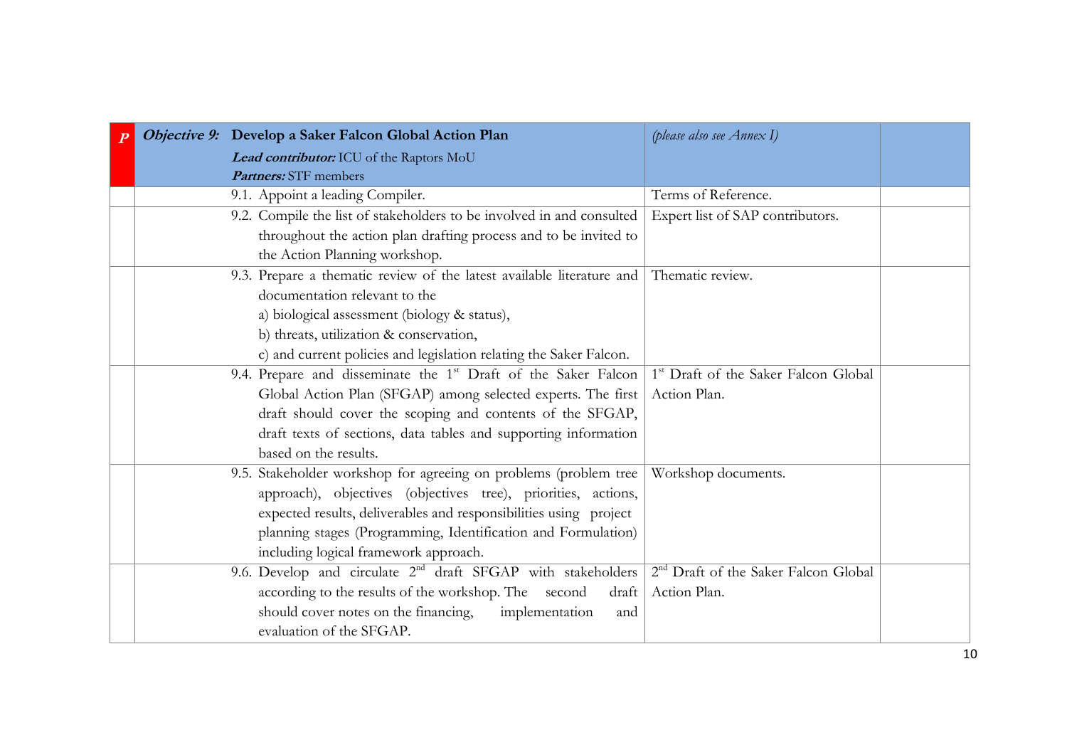| P | *Objective 9:* **Develop a Saker Falcon Global Action Plan** <br> ***Lead contributor:*** ICU of the Raptors MoU <br> ***Partners:*** STF members | *(please also see Annex I)* | |
|---|---|---|---|
| | 9.1. Appoint a leading Compiler. | Terms of Reference. | |
| | 9.2. Compile the list of stakeholders to be involved in and consulted throughout the action plan drafting process and to be invited to the Action Planning workshop. | Expert list of SAP contributors. | |
| | 9.3. Prepare a thematic review of the latest available literature and documentation relevant to the <br> a) biological assessment (biology & status), <br> b) threats, utilization & conservation, <br> c) and current policies and legislation relating the Saker Falcon. | Thematic review. | |
| | 9.4. Prepare and disseminate the 1st Draft of the Saker Falcon Global Action Plan (SFGAP) among selected experts. The first draft should cover the scoping and contents of the SFGAP, draft texts of sections, data tables and supporting information based on the results. | 1st Draft of the Saker Falcon Global Action Plan. | |
| | 9.5. Stakeholder workshop for agreeing on problems (problem tree approach), objectives (objectives tree), priorities, actions, expected results, deliverables and responsibilities using project planning stages (Programming, Identification and Formulation) including logical framework approach. | Workshop documents. | |
| | 9.6. Develop and circulate 2nd draft SFGAP with stakeholders according to the results of the workshop. The second draft should cover notes on the financing, implementation and evaluation of the SFGAP. | 2nd Draft of the Saker Falcon Global Action Plan. | |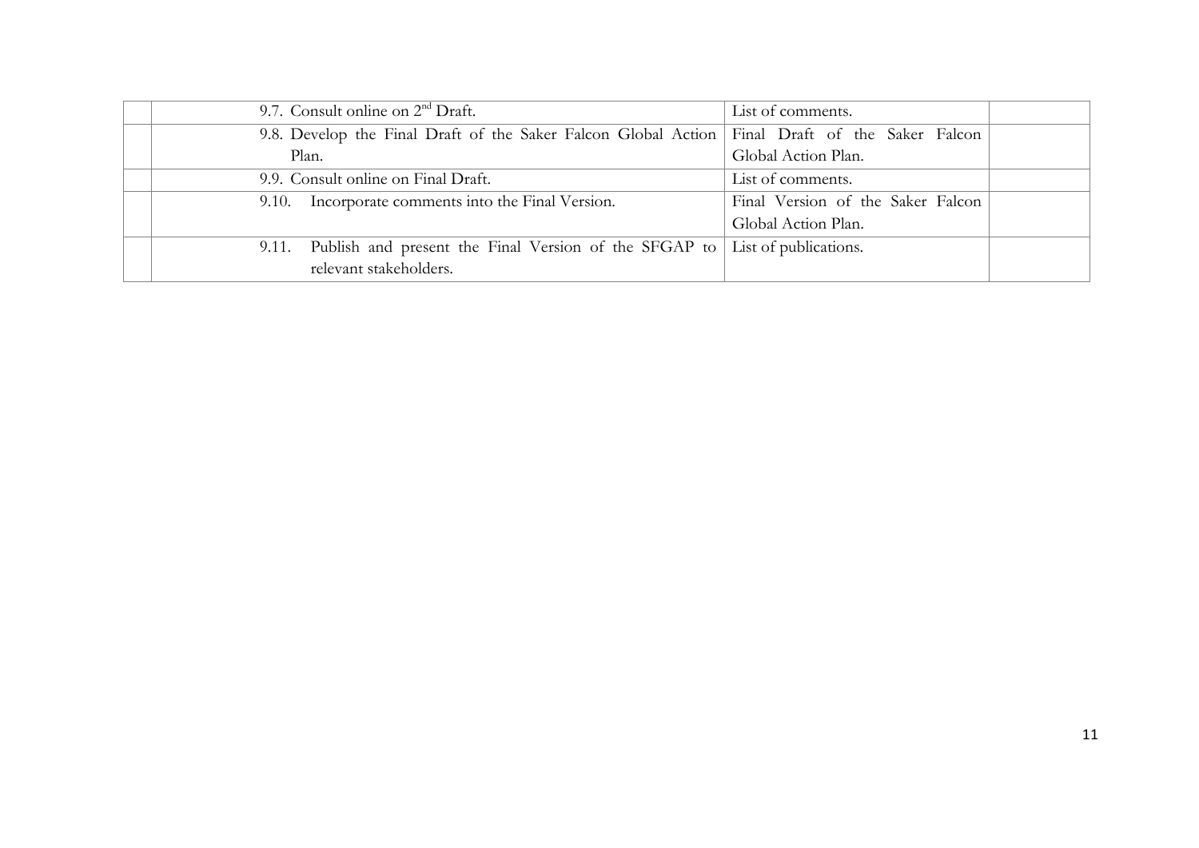| | | | |
|---|---|---|---|
| | 9.7. Consult online on 2nd Draft. | List of comments. | |
| | 9.8. Develop the Final Draft of the Saker Falcon Global Action Plan. | Final Draft of the Saker Falcon Global Action Plan. | |
| | 9.9. Consult online on Final Draft. | List of comments. | |
| | 9.10. Incorporate comments into the Final Version. | Final Version of the Saker Falcon Global Action Plan. | |
| | 9.11. Publish and present the Final Version of the SFGAP to relevant stakeholders. | List of publications. | |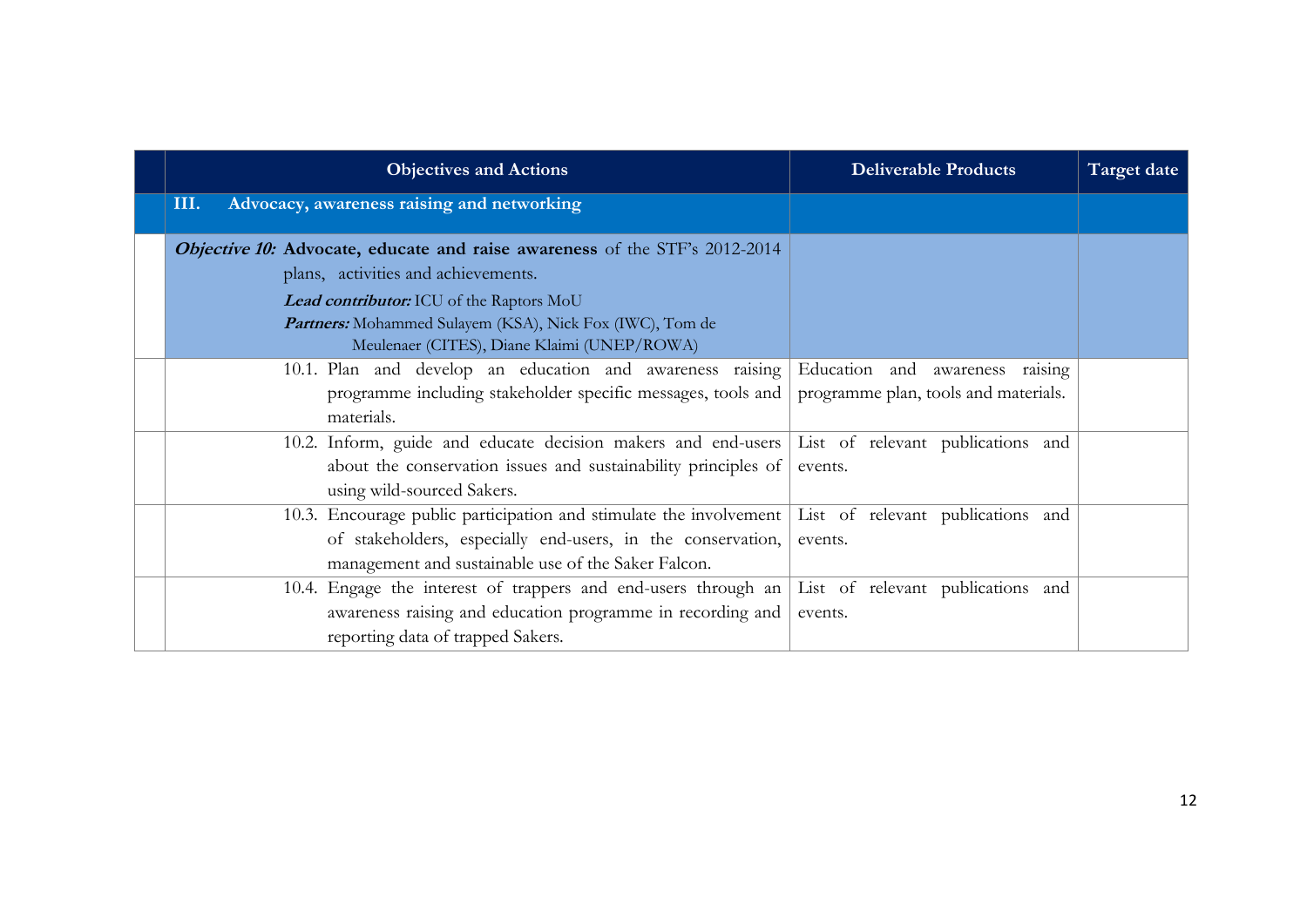| | Objectives and Actions | Deliverable Products | Target date |
|---|---|---|---|
| | **III. Advocacy, awareness raising and networking** | | |
| | ***Objective 10:*** **Advocate, educate and raise awareness** of the STF's 2012-2014 plans, activities and achievements.<br>***Lead contributor:*** ICU of the Raptors MoU<br>***Partners:*** Mohammed Sulayem (KSA), Nick Fox (IWC), Tom de Meulenaer (CITES), Diane Klaimi (UNEP/ROWA) | | |
| | 10.1. Plan and develop an education and awareness raising programme including stakeholder specific messages, tools and materials. | Education and awareness raising programme plan, tools and materials. | |
| | 10.2. Inform, guide and educate decision makers and end-users about the conservation issues and sustainability principles of using wild-sourced Sakers. | List of relevant publications and events. | |
| | 10.3. Encourage public participation and stimulate the involvement of stakeholders, especially end-users, in the conservation, management and sustainable use of the Saker Falcon. | List of relevant publications and events. | |
| | 10.4. Engage the interest of trappers and end-users through an awareness raising and education programme in recording and reporting data of trapped Sakers. | List of relevant publications and events. | |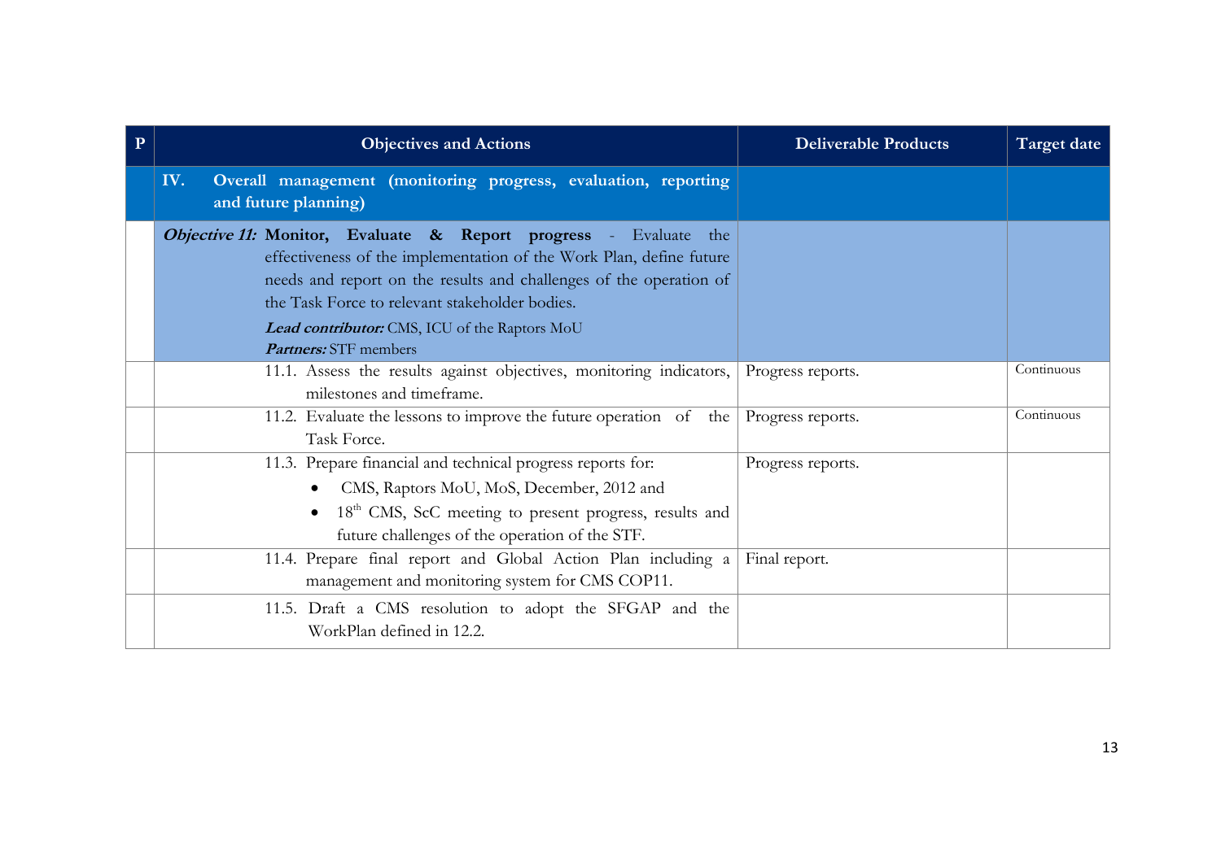| P | Objectives and Actions | Deliverable Products | Target date |
|---|---|---|---|
| | **IV. Overall management (monitoring progress, evaluation, reporting and future planning)** | | |
| | ***Objective 11:*** **Monitor, Evaluate & Report progress** - Evaluate the effectiveness of the implementation of the Work Plan, define future needs and report on the results and challenges of the operation of the Task Force to relevant stakeholder bodies.<br>***Lead contributor:*** CMS, ICU of the Raptors MoU<br>***Partners:*** STF members | | |
| | 11.1. Assess the results against objectives, monitoring indicators, milestones and timeframe. | Progress reports. | Continuous |
| | 11.2. Evaluate the lessons to improve the future operation of the Task Force. | Progress reports. | Continuous |
| | 11.3. Prepare financial and technical progress reports for:<br>• CMS, Raptors MoU, MoS, December, 2012 and<br>• 18th CMS, ScC meeting to present progress, results and future challenges of the operation of the STF. | Progress reports. | |
| | 11.4. Prepare final report and Global Action Plan including a management and monitoring system for CMS COP11. | Final report. | |
| | 11.5. Draft a CMS resolution to adopt the SFGAP and the WorkPlan defined in 12.2. | | |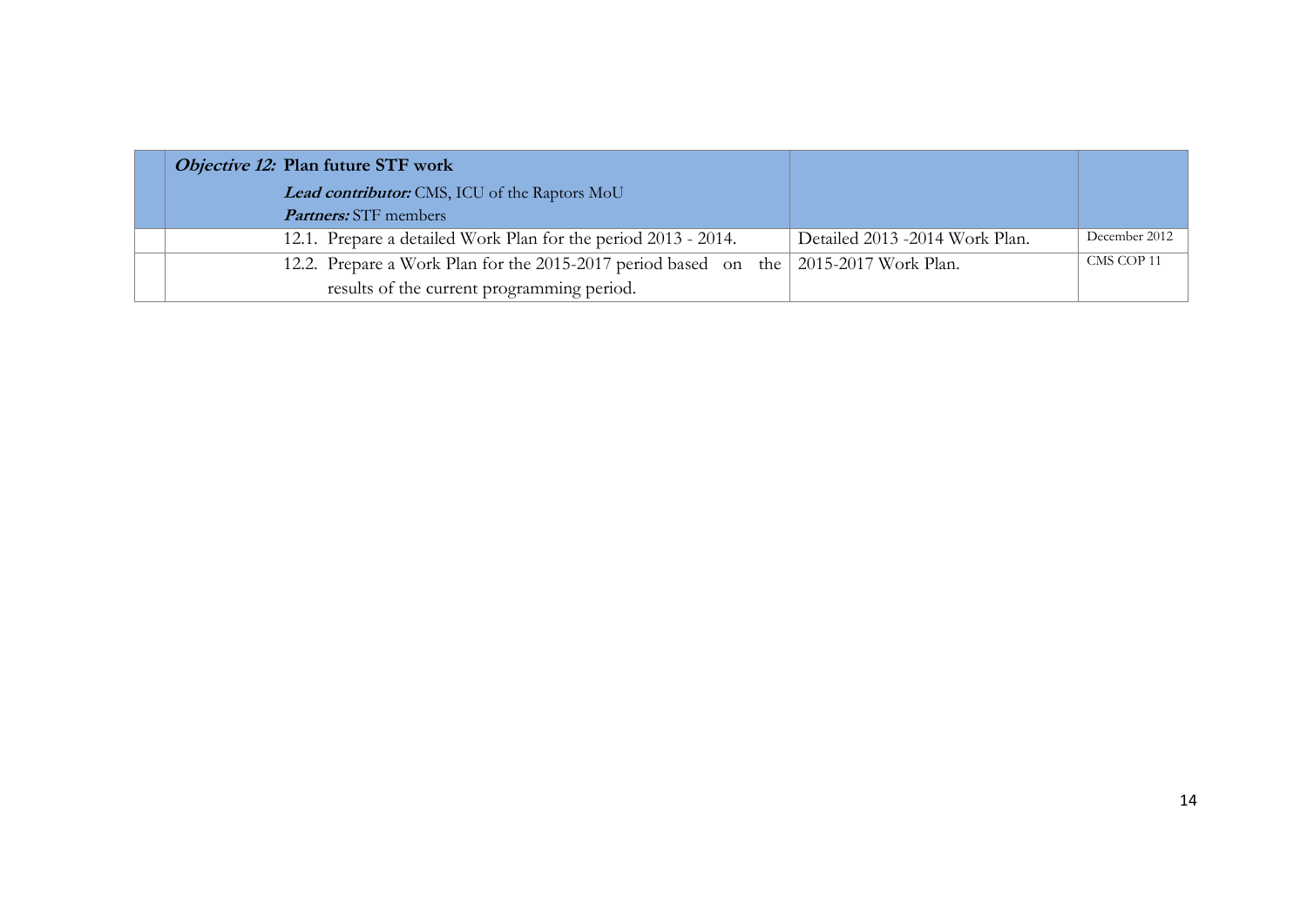| | ***Objective 12:*** **Plan future STF work**<br>***Lead contributor:*** CMS, ICU of the Raptors MoU<br>***Partners:*** STF members | | |
|---|---|---|---|
| | 12.1. Prepare a detailed Work Plan for the period 2013 - 2014. | Detailed 2013 -2014 Work Plan. | December 2012 |
| | 12.2. Prepare a Work Plan for the 2015-2017 period based on the results of the current programming period. | 2015-2017 Work Plan. | CMS COP 11 |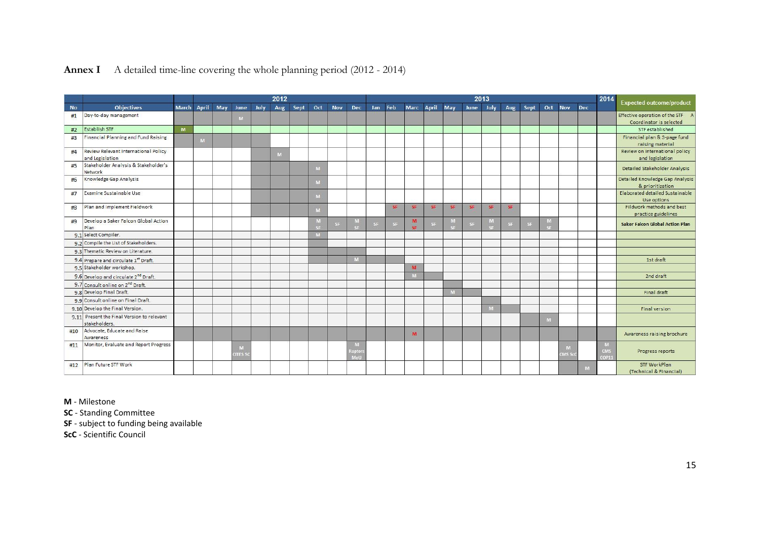**Annex I** A detailed time-line covering the whole planning period (2012 - 2014)

| No | Objectives | 2012 | | | | | | | | | | 2013 | | | | | | | | | | | | 2014 | Expected outcome/product |
|---|---|---|---|---|---|---|---|---|---|---|---|---|---|---|---|---|---|---|---|---|---|---|---|---|---|
| | | March | April | May | June | July | Aug | Sept | Oct | Nov | Dec | Jan | Feb | Marc | April | May | June | July | Aug | Sept | Oct | Nov | Dec | | |
| #1 | Day-to-day management | | | | M | | | | | | | | | | | | | | | | | | | | Effective operation of the STF A Coordinator is selected |
| #2 | Establish STF | M | | | | | | | | | | | | | | | | | | | | | | | STF established |
| #3 | Financial Planning and Fund Raising | | M | | | | | | | | | | | | | | | | | | | | | | Financial plan & 3-page fund raising material |
| #4 | Review Relevant International Policy and Legislation | | | | | | M | | | | | | | | | | | | | | | | | | Review on international policy and legislation |
| #5 | Stakeholder Analysis & Stakeholder's Network | | | | | | | | M | | | | | | | | | | | | | | | | Detailed Stakeholder Analysis |
| #6 | Knowledge Gap Analysis | | | | | | | | M | | | | | | | | | | | | | | | | Detailed Knowledge Gap Analysis & prioritization |
| #7 | Examine Sustainable Use | | | | | | | | M | | | | | | | | | | | | | | | | Elaborated detailed Sustainable Use options |
| #8 | Plan and Implement Fieldwork | | | | | | | | M | | | | SF | SF | SF | SF | SF | SF | SF | | | | | | Fildwork methods and best practice guidelines |
| #9 | Develop a Saker Falcon Global Action Plan | | | | | | | | M SF | SF | M SF | SF | SF | M SF | SF | M SF | SF | M SF | SF | SF | M SF | | | | **Saker Falcon Global Action Plan** |
| 9.1 | Select Compiler. | | | | | | | | M | | | | | | | | | | | | | | | | |
| 9.2 | Compile the List of Stakeholders. | | | | | | | | | | | | | | | | | | | | | | | | |
| 9.3 | Thematic Review on Literature. | | | | | | | | | | | | | | | | | | | | | | | | |
| 9.4 | Prepare and circulate 1st Draft. | | | | | | | | | | M | | | | | | | | | | | | | | 1st draft |
| 9.5 | Stakeholder workshop. | | | | | | | | | | | | | M | | | | | | | | | | | |
| 9.6 | Develop and circulate 2nd Draft. | | | | | | | | | | | | | M | | | | | | | | | | | 2nd draft |
| 9.7 | Consult online on 2nd Draft. | | | | | | | | | | | | | | | | | | | | | | | | |
| 9.8 | Develop Final Draft. | | | | | | | | | | | | | | | M | | | | | | | | | Final draft |
| 9.9 | Consult online on Final Draft. | | | | | | | | | | | | | | | | | | | | | | | | |
| 9.10 | Develop the Final Version. | | | | | | | | | | | | | | | | | M | | | | | | | Final version |
| 9.11 | Present the Final Version to relevant stakeholders. | | | | | | | | | | | | | | | | | | | | M | | | | |
| #10 | Advocate, Educate and Raise Awareness | | | | | | | | | | | | | M | | | | | | | | | | | Awareness raising brochure |
| #11 | Monitor, Evaluate and Report Progress | | | | M CITES SC | | | | | | M Raptors MoU | | | | | | | | | | | M CMS ScC | | M CMS COP11 | Progress reports |
| #12 | Plan Future STF Work | | | | | | | | | | | | | | | | | | | | | | M | | STF WorkPlan (Technical & Financial) |

**M** - Milestone
**SC** - Standing Committee
**SF** - subject to funding being available
**ScC** - Scientific Council